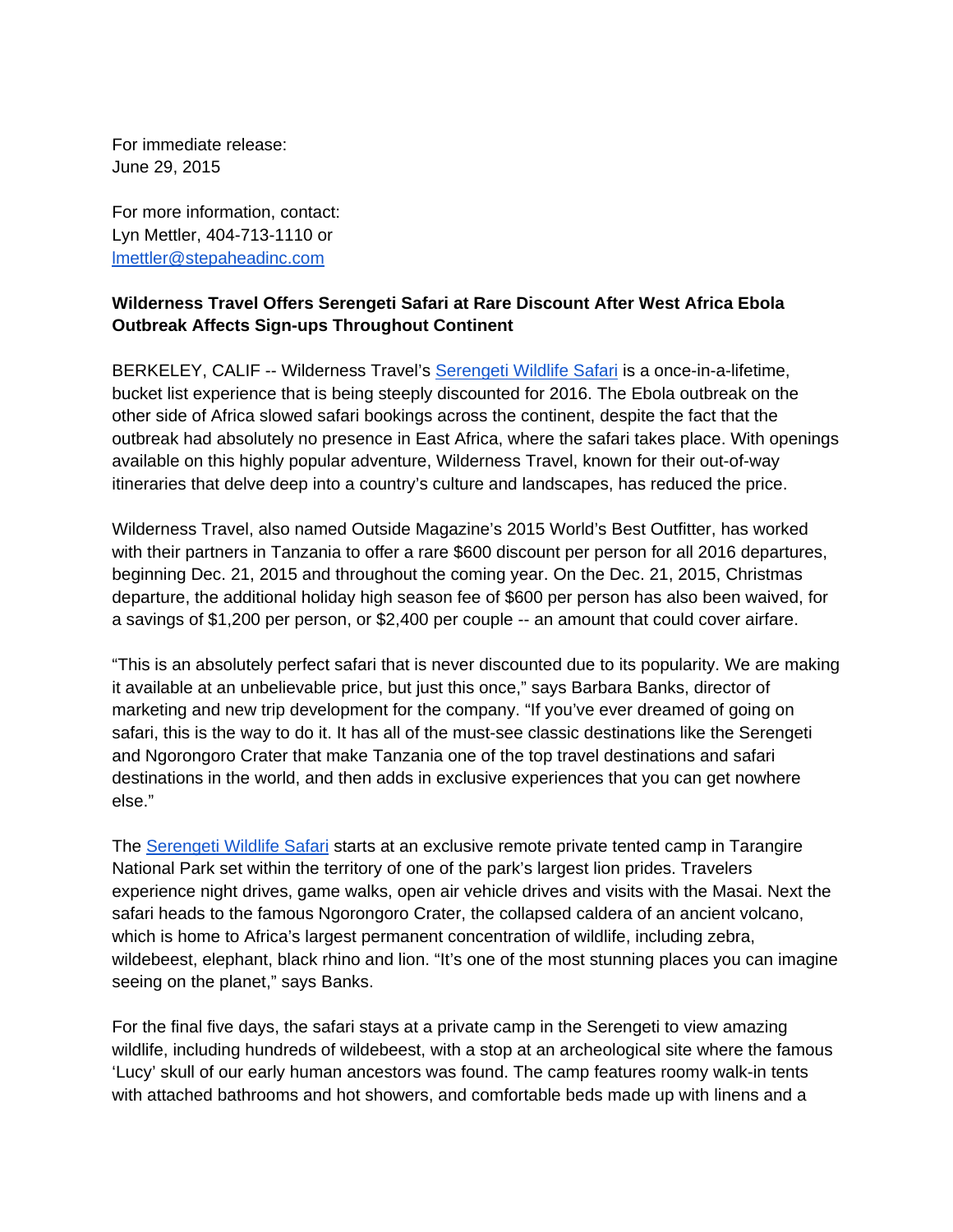For immediate release:
June 29, 2015

For more information, contact:
Lyn Mettler, 404-713-1110 or
lmettler@stepaheadinc.com

**Wilderness Travel Offers Serengeti Safari at Rare Discount After West Africa Ebola Outbreak Affects Sign-ups Throughout Continent**

BERKELEY, CALIF -- Wilderness Travel's Serengeti Wildlife Safari is a once-in-a-lifetime, bucket list experience that is being steeply discounted for 2016. The Ebola outbreak on the other side of Africa slowed safari bookings across the continent, despite the fact that the outbreak had absolutely no presence in East Africa, where the safari takes place. With openings available on this highly popular adventure, Wilderness Travel, known for their out-of-way itineraries that delve deep into a country's culture and landscapes, has reduced the price.

Wilderness Travel, also named Outside Magazine's 2015 World's Best Outfitter, has worked with their partners in Tanzania to offer a rare $600 discount per person for all 2016 departures, beginning Dec. 21, 2015 and throughout the coming year. On the Dec. 21, 2015, Christmas departure, the additional holiday high season fee of $600 per person has also been waived, for a savings of $1,200 per person, or $2,400 per couple -- an amount that could cover airfare.

"This is an absolutely perfect safari that is never discounted due to its popularity. We are making it available at an unbelievable price, but just this once," says Barbara Banks, director of marketing and new trip development for the company. "If you've ever dreamed of going on safari, this is the way to do it. It has all of the must-see classic destinations like the Serengeti and Ngorongoro Crater that make Tanzania one of the top travel destinations and safari destinations in the world, and then adds in exclusive experiences that you can get nowhere else."

The Serengeti Wildlife Safari starts at an exclusive remote private tented camp in Tarangire National Park set within the territory of one of the park's largest lion prides. Travelers experience night drives, game walks, open air vehicle drives and visits with the Masai. Next the safari heads to the famous Ngorongoro Crater, the collapsed caldera of an ancient volcano, which is home to Africa's largest permanent concentration of wildlife, including zebra, wildebeest, elephant, black rhino and lion. "It's one of the most stunning places you can imagine seeing on the planet," says Banks.

For the final five days, the safari stays at a private camp in the Serengeti to view amazing wildlife, including hundreds of wildebeest, with a stop at an archeological site where the famous 'Lucy' skull of our early human ancestors was found. The camp features roomy walk-in tents with attached bathrooms and hot showers, and comfortable beds made up with linens and a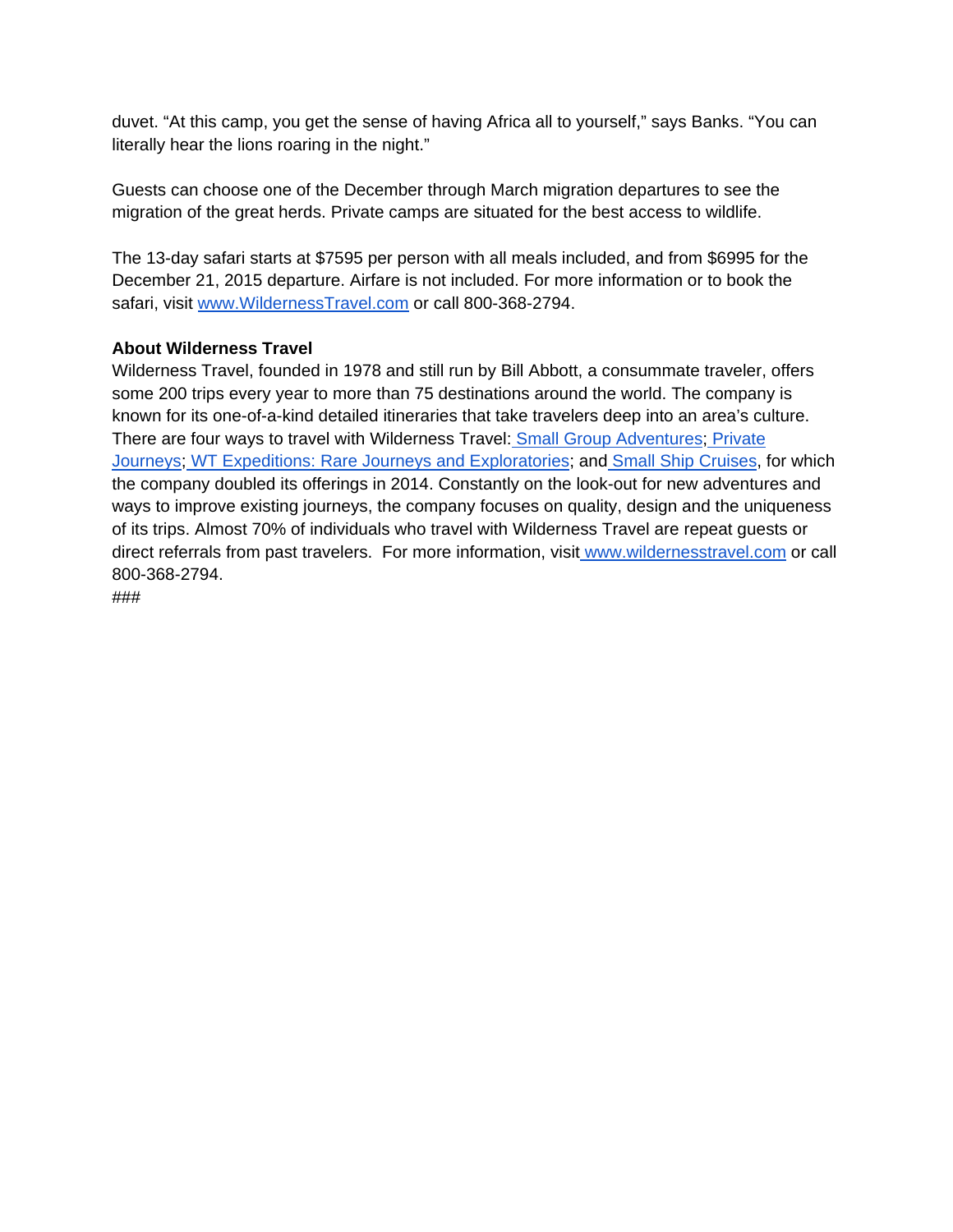duvet. “At this camp, you get the sense of having Africa all to yourself,” says Banks. “You can literally hear the lions roaring in the night.”

Guests can choose one of the December through March migration departures to see the migration of the great herds. Private camps are situated for the best access to wildlife.

The 13-day safari starts at $7595 per person with all meals included, and from $6995 for the December 21, 2015 departure. Airfare is not included. For more information or to book the safari, visit [www.WildernessTravel.com](http://www.WildernessTravel.com) or call 800-368-2794.

**About Wilderness Travel**

Wilderness Travel, founded in 1978 and still run by Bill Abbott, a consummate traveler, offers some 200 trips every year to more than 75 destinations around the world. The company is known for its one-of-a-kind detailed itineraries that take travelers deep into an area’s culture. There are four ways to travel with Wilderness Travel: Small Group Adventures; Private Journeys; WT Expeditions: Rare Journeys and Exploratories; and Small Ship Cruises, for which the company doubled its offerings in 2014. Constantly on the look-out for new adventures and ways to improve existing journeys, the company focuses on quality, design and the uniqueness of its trips. Almost 70% of individuals who travel with Wilderness Travel are repeat guests or direct referrals from past travelers. For more information, visit [www.wildernesstravel.com](http://www.wildernesstravel.com) or call 800-368-2794.

###